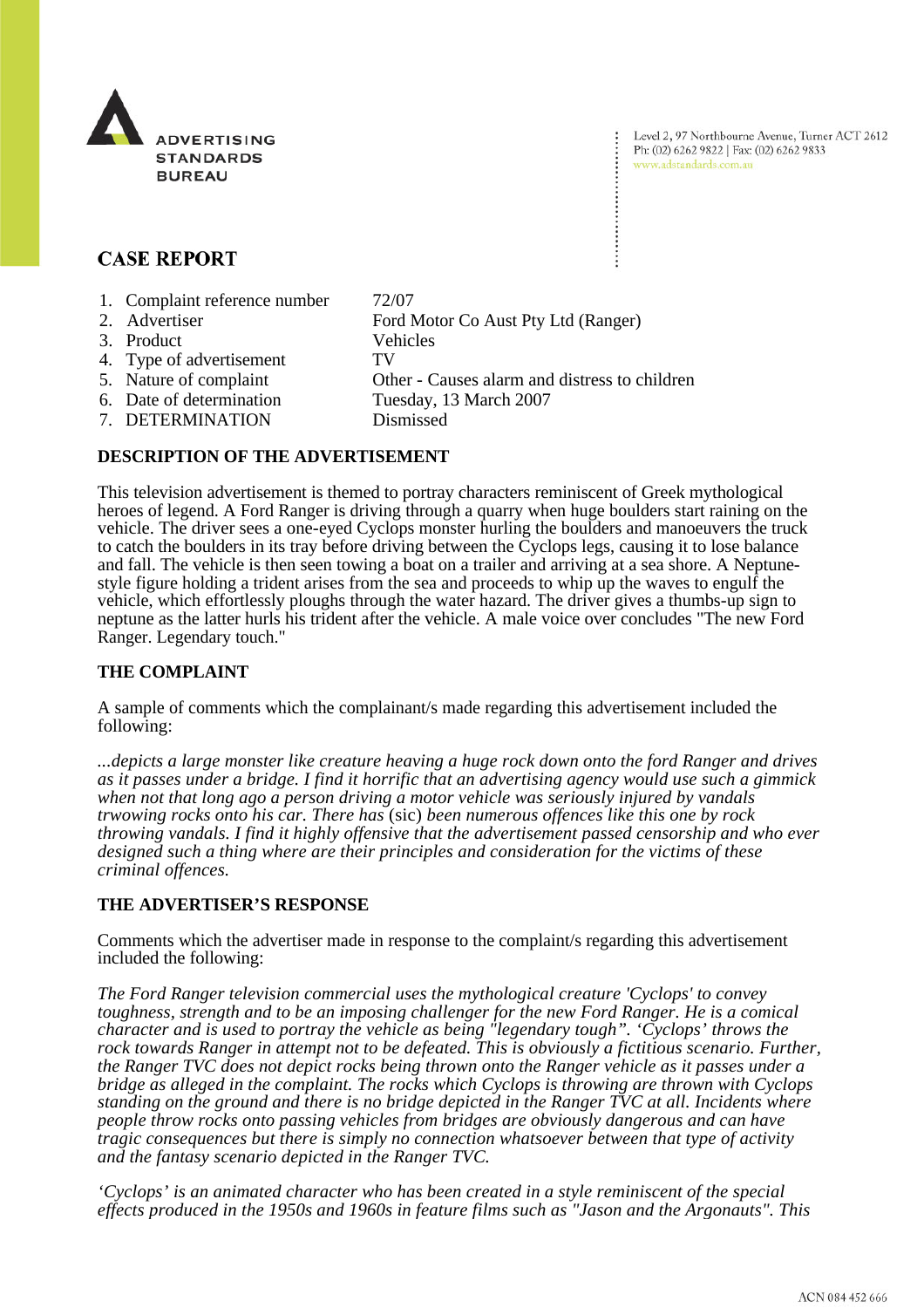ADVERTISING STANDARDS BUREAU

Level 2, 97 Northbourne Avenue, Turner ACT 2612
Ph: (02) 6262 9822 | Fax: (02) 6262 9833
www.adstandards.com.au

# CASE REPORT

1. Complaint reference number: 72/07
2. Advertiser: Ford Motor Co Aust Pty Ltd (Ranger)
3. Product: Vehicles
4. Type of advertisement: TV
5. Nature of complaint: Other - Causes alarm and distress to children
6. Date of determination: Tuesday, 13 March 2007
7. DETERMINATION: Dismissed

## DESCRIPTION OF THE ADVERTISEMENT

This television advertisement is themed to portray characters reminiscent of Greek mythological heroes of legend. A Ford Ranger is driving through a quarry when huge boulders start raining on the vehicle. The driver sees a one-eyed Cyclops monster hurling the boulders and manoeuvers the truck to catch the boulders in its tray before driving between the Cyclops legs, causing it to lose balance and fall. The vehicle is then seen towing a boat on a trailer and arriving at a sea shore. A Neptune-style figure holding a trident arises from the sea and proceeds to whip up the waves to engulf the vehicle, which effortlessly ploughs through the water hazard. The driver gives a thumbs-up sign to neptune as the latter hurls his trident after the vehicle. A male voice over concludes "The new Ford Ranger. Legendary touch."

## THE COMPLAINT

A sample of comments which the complainant/s made regarding this advertisement included the following:

*...depicts a large monster like creature heaving a huge rock down onto the ford Ranger and drives as it passes under a bridge. I find it horrific that an advertising agency would use such a gimmick when not that long ago a person driving a motor vehicle was seriously injured by vandals trwowing rocks onto his car. There has* (sic) *been numerous offences like this one by rock throwing vandals. I find it highly offensive that the advertisement passed censorship and who ever designed such a thing where are their principles and consideration for the victims of these criminal offences.*

## THE ADVERTISER'S RESPONSE

Comments which the advertiser made in response to the complaint/s regarding this advertisement included the following:

*The Ford Ranger television commercial uses the mythological creature 'Cyclops' to convey toughness, strength and to be an imposing challenger for the new Ford Ranger. He is a comical character and is used to portray the vehicle as being "legendary tough". 'Cyclops' throws the rock towards Ranger in attempt not to be defeated. This is obviously a fictitious scenario. Further, the Ranger TVC does not depict rocks being thrown onto the Ranger vehicle as it passes under a bridge as alleged in the complaint. The rocks which Cyclops is throwing are thrown with Cyclops standing on the ground and there is no bridge depicted in the Ranger TVC at all. Incidents where people throw rocks onto passing vehicles from bridges are obviously dangerous and can have tragic consequences but there is simply no connection whatsoever between that type of activity and the fantasy scenario depicted in the Ranger TVC.*

*'Cyclops' is an animated character who has been created in a style reminiscent of the special effects produced in the 1950s and 1960s in feature films such as "Jason and the Argonauts". This*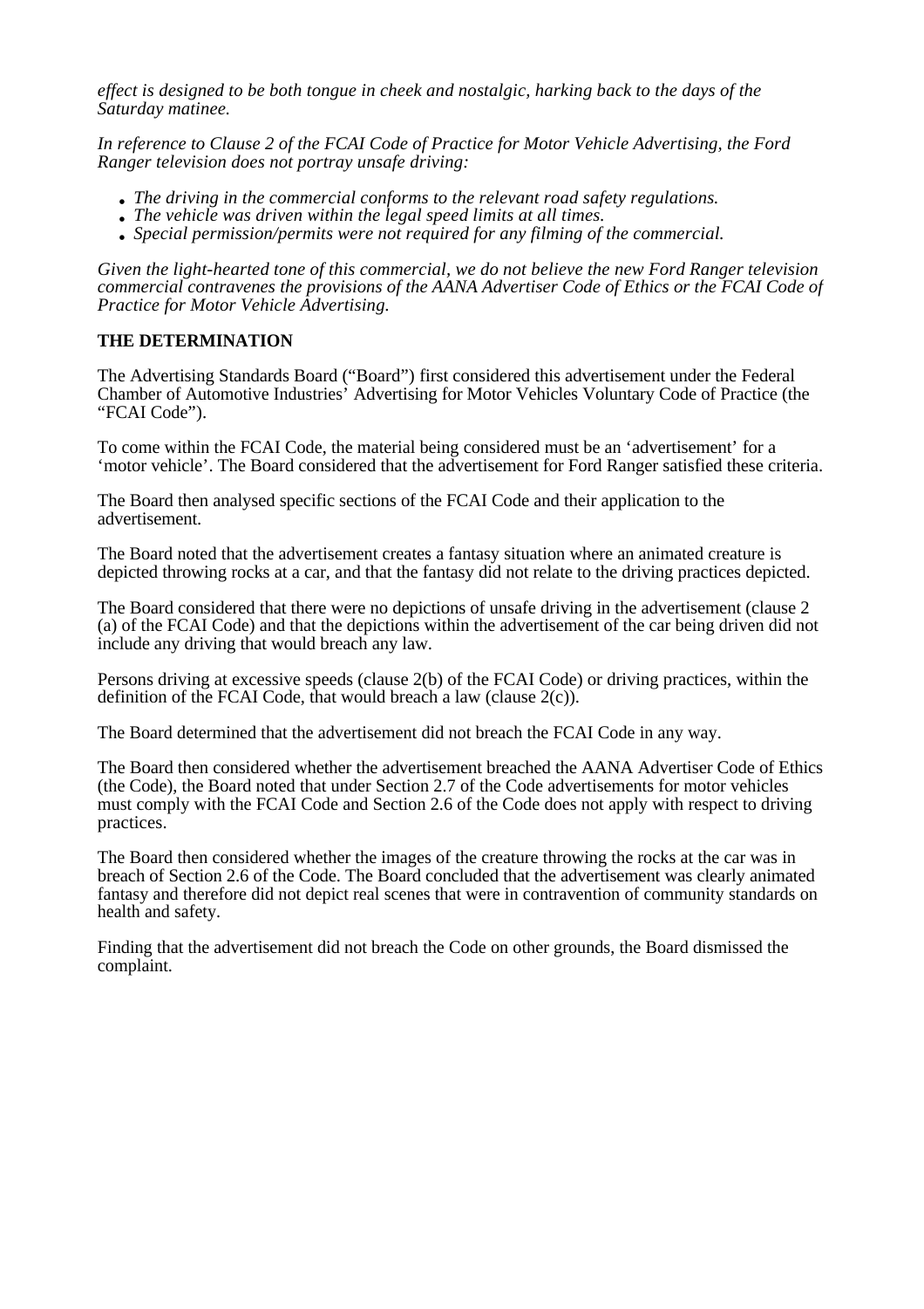*effect is designed to be both tongue in cheek and nostalgic, harking back to the days of the Saturday matinee.*

*In reference to Clause 2 of the FCAI Code of Practice for Motor Vehicle Advertising, the Ford Ranger television does not portray unsafe driving:*

- *The driving in the commercial conforms to the relevant road safety regulations.*
- *The vehicle was driven within the legal speed limits at all times.*
- *Special permission/permits were not required for any filming of the commercial.*

*Given the light-hearted tone of this commercial, we do not believe the new Ford Ranger television commercial contravenes the provisions of the AANA Advertiser Code of Ethics or the FCAI Code of Practice for Motor Vehicle Advertising.*

**THE DETERMINATION**

The Advertising Standards Board ("Board") first considered this advertisement under the Federal Chamber of Automotive Industries' Advertising for Motor Vehicles Voluntary Code of Practice (the "FCAI Code").

To come within the FCAI Code, the material being considered must be an 'advertisement' for a 'motor vehicle'. The Board considered that the advertisement for Ford Ranger satisfied these criteria.

The Board then analysed specific sections of the FCAI Code and their application to the advertisement.

The Board noted that the advertisement creates a fantasy situation where an animated creature is depicted throwing rocks at a car, and that the fantasy did not relate to the driving practices depicted.

The Board considered that there were no depictions of unsafe driving in the advertisement (clause 2 (a) of the FCAI Code) and that the depictions within the advertisement of the car being driven did not include any driving that would breach any law.

Persons driving at excessive speeds (clause 2(b) of the FCAI Code) or driving practices, within the definition of the FCAI Code, that would breach a law (clause 2(c)).

The Board determined that the advertisement did not breach the FCAI Code in any way.

The Board then considered whether the advertisement breached the AANA Advertiser Code of Ethics (the Code), the Board noted that under Section 2.7 of the Code advertisements for motor vehicles must comply with the FCAI Code and Section 2.6 of the Code does not apply with respect to driving practices.

The Board then considered whether the images of the creature throwing the rocks at the car was in breach of Section 2.6 of the Code. The Board concluded that the advertisement was clearly animated fantasy and therefore did not depict real scenes that were in contravention of community standards on health and safety.

Finding that the advertisement did not breach the Code on other grounds, the Board dismissed the complaint.